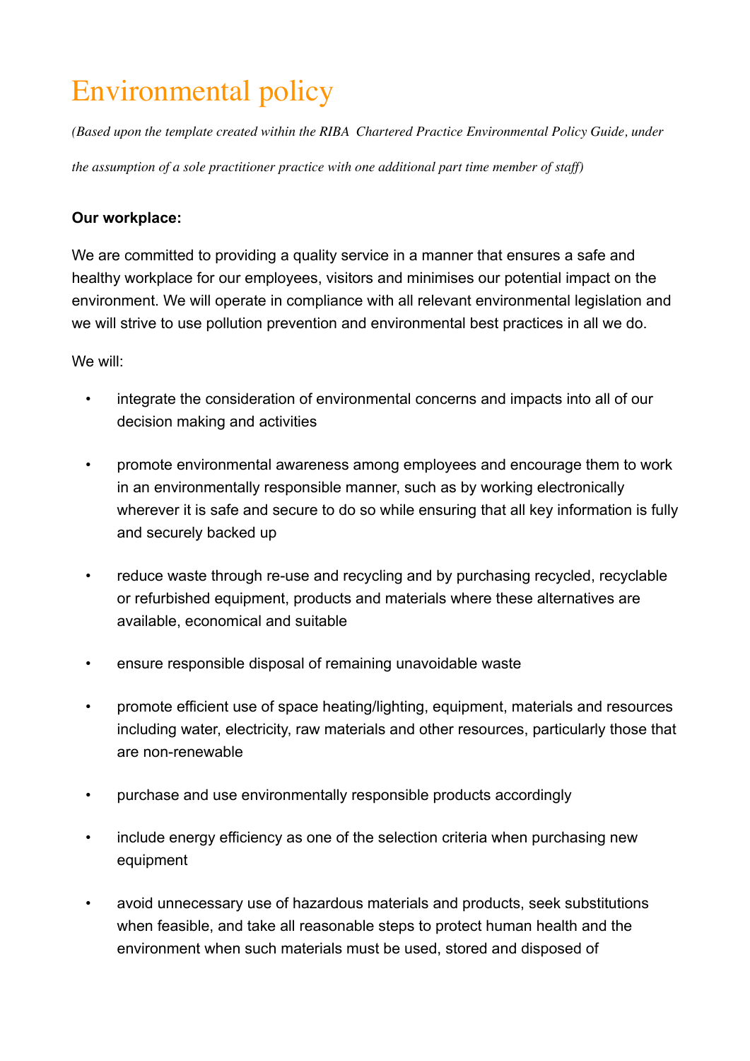# Environmental policy

*(Based upon the template created within the RIBA Chartered Practice Environmental Policy Guide, under the assumption of a sole practitioner practice with one additional part time member of staff)*

**Our workplace:**

We are committed to providing a quality service in a manner that ensures a safe and healthy workplace for our employees, visitors and minimises our potential impact on the environment. We will operate in compliance with all relevant environmental legislation and we will strive to use pollution prevention and environmental best practices in all we do.

We will:

- integrate the consideration of environmental concerns and impacts into all of our decision making and activities
- promote environmental awareness among employees and encourage them to work in an environmentally responsible manner, such as by working electronically wherever it is safe and secure to do so while ensuring that all key information is fully and securely backed up
- reduce waste through re-use and recycling and by purchasing recycled, recyclable or refurbished equipment, products and materials where these alternatives are available, economical and suitable
- ensure responsible disposal of remaining unavoidable waste
- promote efficient use of space heating/lighting, equipment, materials and resources including water, electricity, raw materials and other resources, particularly those that are non-renewable
- purchase and use environmentally responsible products accordingly
- include energy efficiency as one of the selection criteria when purchasing new equipment
- avoid unnecessary use of hazardous materials and products, seek substitutions when feasible, and take all reasonable steps to protect human health and the environment when such materials must be used, stored and disposed of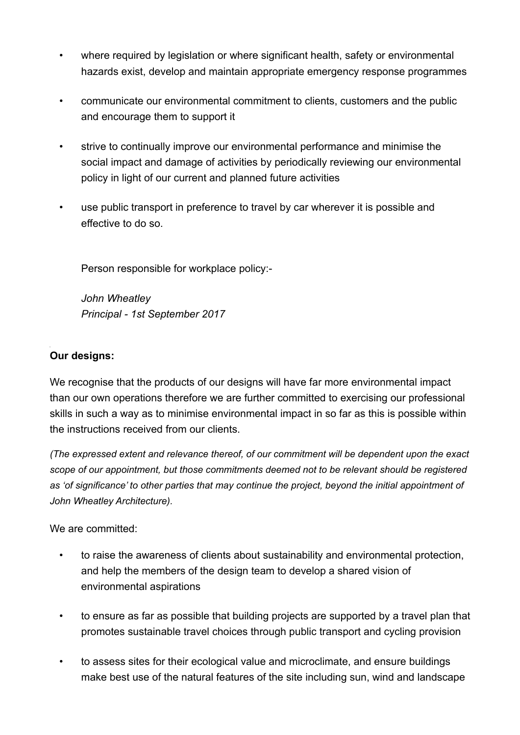- where required by legislation or where significant health, safety or environmental hazards exist, develop and maintain appropriate emergency response programmes
- communicate our environmental commitment to clients, customers and the public and encourage them to support it
- strive to continually improve our environmental performance and minimise the social impact and damage of activities by periodically reviewing our environmental policy in light of our current and planned future activities
- use public transport in preference to travel by car wherever it is possible and effective to do so.

Person responsible for workplace policy:-

*John Wheatley*
*Principal - 1st September 2017*

**Our designs:**

We recognise that the products of our designs will have far more environmental impact than our own operations therefore we are further committed to exercising our professional skills in such a way as to minimise environmental impact in so far as this is possible within the instructions received from our clients.

*(The expressed extent and relevance thereof, of our commitment will be dependent upon the exact scope of our appointment, but those commitments deemed not to be relevant should be registered as 'of significance' to other parties that may continue the project, beyond the initial appointment of John Wheatley Architecture).*

We are committed:

- to raise the awareness of clients about sustainability and environmental protection, and help the members of the design team to develop a shared vision of environmental aspirations
- to ensure as far as possible that building projects are supported by a travel plan that promotes sustainable travel choices through public transport and cycling provision
- to assess sites for their ecological value and microclimate, and ensure buildings make best use of the natural features of the site including sun, wind and landscape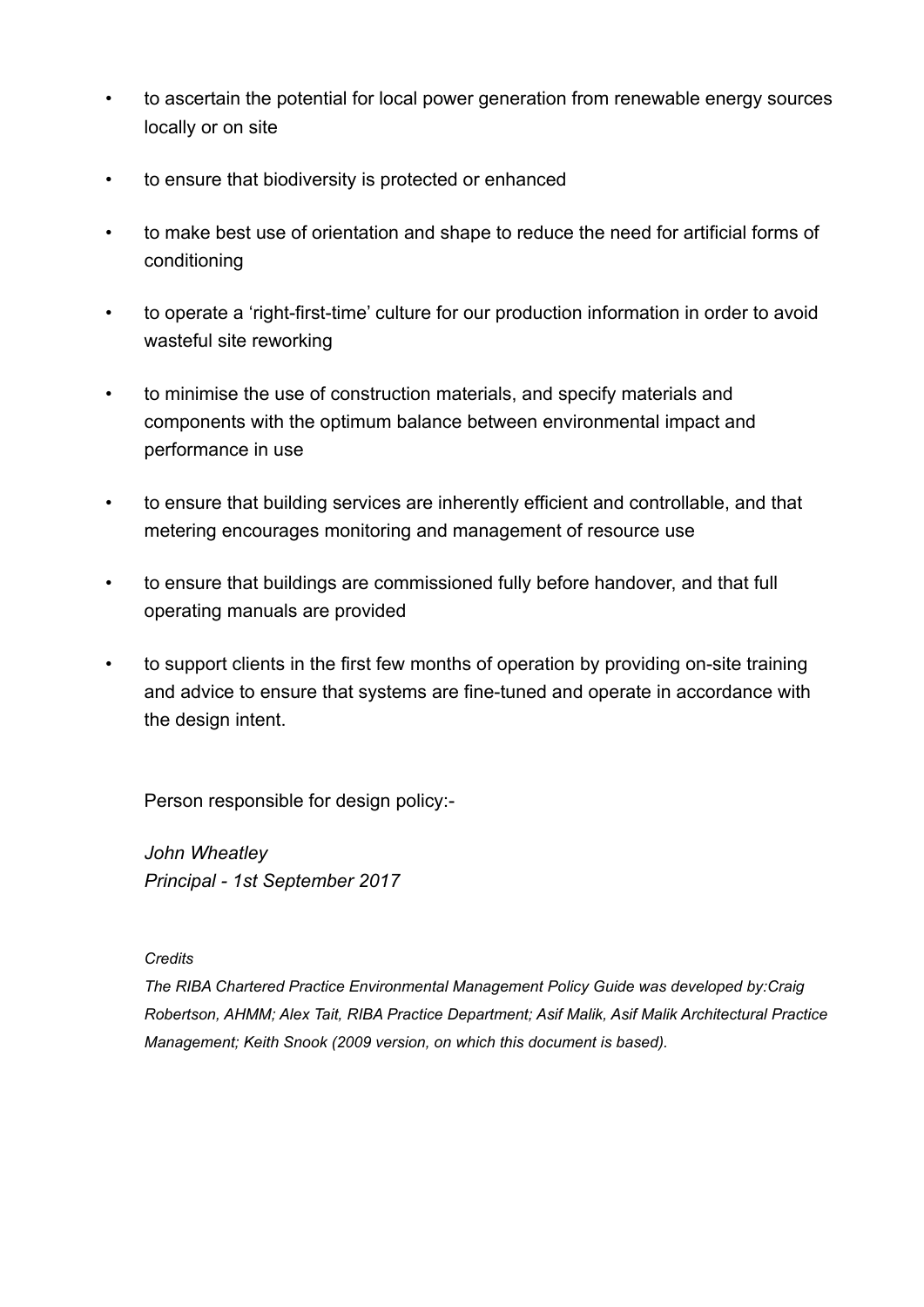- to ascertain the potential for local power generation from renewable energy sources locally or on site
- to ensure that biodiversity is protected or enhanced
- to make best use of orientation and shape to reduce the need for artificial forms of conditioning
- to operate a 'right-first-time' culture for our production information in order to avoid wasteful site reworking
- to minimise the use of construction materials, and specify materials and components with the optimum balance between environmental impact and performance in use
- to ensure that building services are inherently efficient and controllable, and that metering encourages monitoring and management of resource use
- to ensure that buildings are commissioned fully before handover, and that full operating manuals are provided
- to support clients in the first few months of operation by providing on-site training and advice to ensure that systems are fine-tuned and operate in accordance with the design intent.

Person responsible for design policy:-

*John Wheatley*
*Principal - 1st September 2017*

*Credits*

*The RIBA Chartered Practice Environmental Management Policy Guide was developed by:Craig Robertson, AHMM; Alex Tait, RIBA Practice Department; Asif Malik, Asif Malik Architectural Practice Management; Keith Snook (2009 version, on which this document is based).*